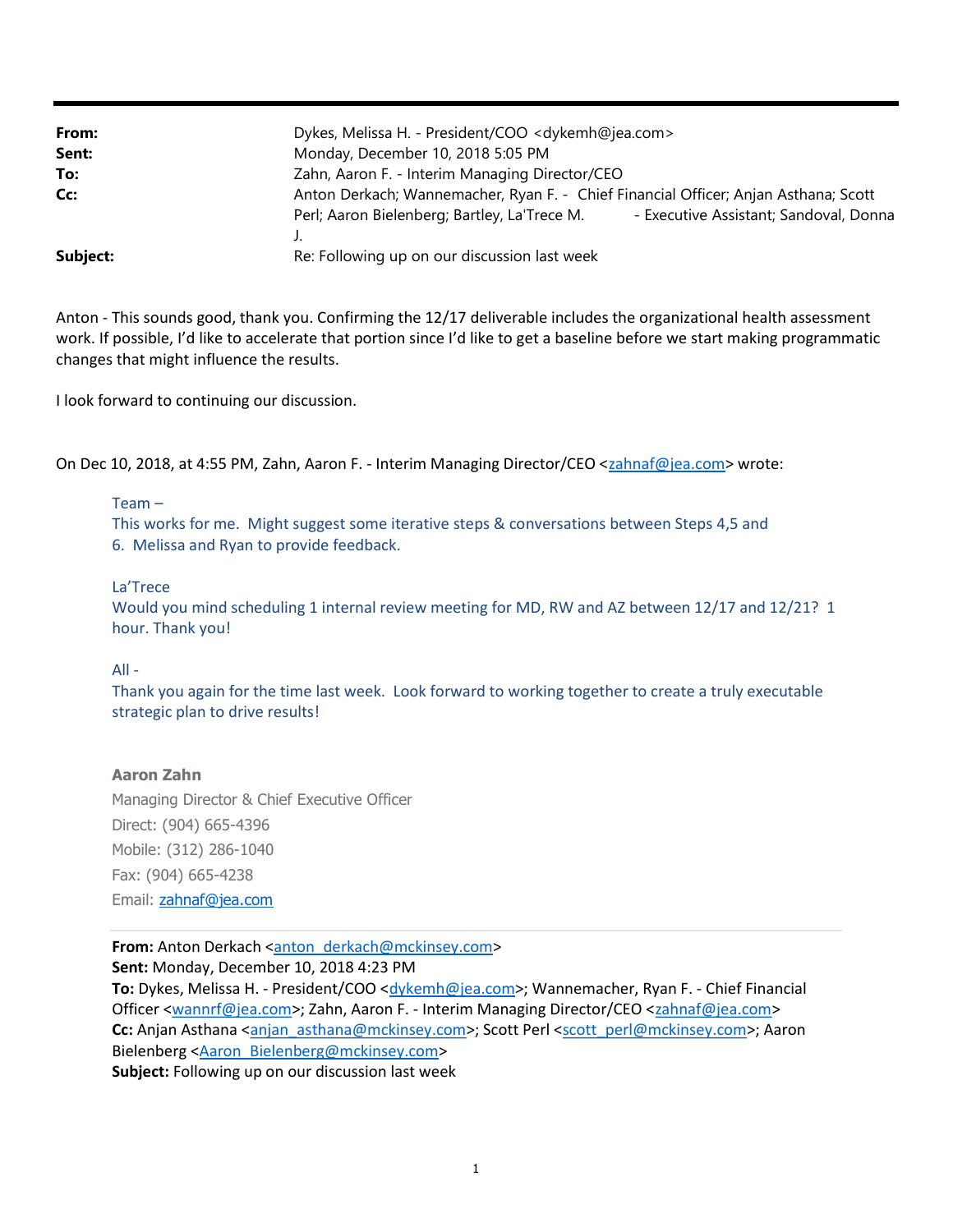| | |
|---|---|
| **From:** | Dykes, Melissa H. - President/COO <dykemh@jea.com> |
| **Sent:** | Monday, December 10, 2018 5:05 PM |
| **To:** | Zahn, Aaron F. - Interim Managing Director/CEO |
| **Cc:** | Anton Derkach; Wannemacher, Ryan F. - Chief Financial Officer; Anjan Asthana; Scott Perl; Aaron Bielenberg; Bartley, La'Trece M. - Executive Assistant; Sandoval, Donna J. |
| **Subject:** | Re: Following up on our discussion last week |

Anton - This sounds good, thank you. Confirming the 12/17 deliverable includes the organizational health assessment work. If possible, I'd like to accelerate that portion since I'd like to get a baseline before we start making programmatic changes that might influence the results.

I look forward to continuing our discussion.

On Dec 10, 2018, at 4:55 PM, Zahn, Aaron F. - Interim Managing Director/CEO <zahnaf@jea.com> wrote:

> Team –
> This works for me. Might suggest some iterative steps & conversations between Steps 4,5 and 6. Melissa and Ryan to provide feedback.
>
> La'Trece
> Would you mind scheduling 1 internal review meeting for MD, RW and AZ between 12/17 and 12/21? 1 hour. Thank you!
>
> All -
> Thank you again for the time last week. Look forward to working together to create a truly executable strategic plan to drive results!
>
> **Aaron Zahn**
> Managing Director & Chief Executive Officer
> Direct: (904) 665-4396
> Mobile: (312) 286-1040
> Fax: (904) 665-4238
> Email: zahnaf@jea.com
>
> ---
>
> **From:** Anton Derkach <anton_derkach@mckinsey.com>
> **Sent:** Monday, December 10, 2018 4:23 PM
> **To:** Dykes, Melissa H. - President/COO <dykemh@jea.com>; Wannemacher, Ryan F. - Chief Financial Officer <wannrf@jea.com>; Zahn, Aaron F. - Interim Managing Director/CEO <zahnaf@jea.com>
> **Cc:** Anjan Asthana <anjan_asthana@mckinsey.com>; Scott Perl <scott_perl@mckinsey.com>; Aaron Bielenberg <Aaron_Bielenberg@mckinsey.com>
> **Subject:** Following up on our discussion last week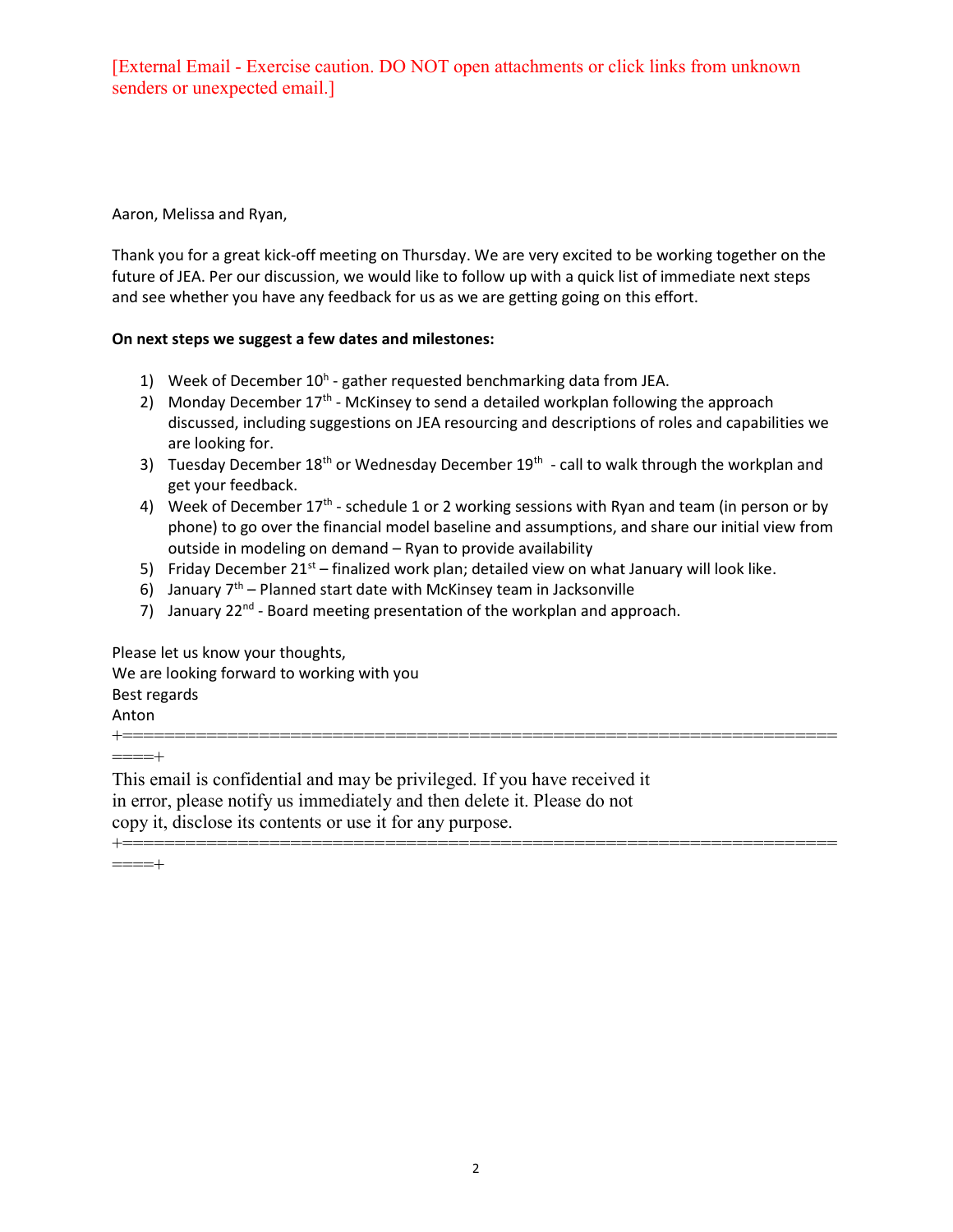[External Email - Exercise caution. DO NOT open attachments or click links from unknown senders or unexpected email.]

Aaron, Melissa and Ryan,

Thank you for a great kick-off meeting on Thursday. We are very excited to be working together on the future of JEA. Per our discussion, we would like to follow up with a quick list of immediate next steps and see whether you have any feedback for us as we are getting going on this effort.

**On next steps we suggest a few dates and milestones:**

1) Week of December 10h - gather requested benchmarking data from JEA.
2) Monday December 17th - McKinsey to send a detailed workplan following the approach discussed, including suggestions on JEA resourcing and descriptions of roles and capabilities we are looking for.
3) Tuesday December 18th or Wednesday December 19th - call to walk through the workplan and get your feedback.
4) Week of December 17th - schedule 1 or 2 working sessions with Ryan and team (in person or by phone) to go over the financial model baseline and assumptions, and share our initial view from outside in modeling on demand – Ryan to provide availability
5) Friday December 21st – finalized work plan; detailed view on what January will look like.
6) January 7th – Planned start date with McKinsey team in Jacksonville
7) January 22nd - Board meeting presentation of the workplan and approach.

Please let us know your thoughts,
We are looking forward to working with you
Best regards
Anton

+======================================================================+
This email is confidential and may be privileged. If you have received it in error, please notify us immediately and then delete it. Please do not copy it, disclose its contents or use it for any purpose.
+======================================================================+